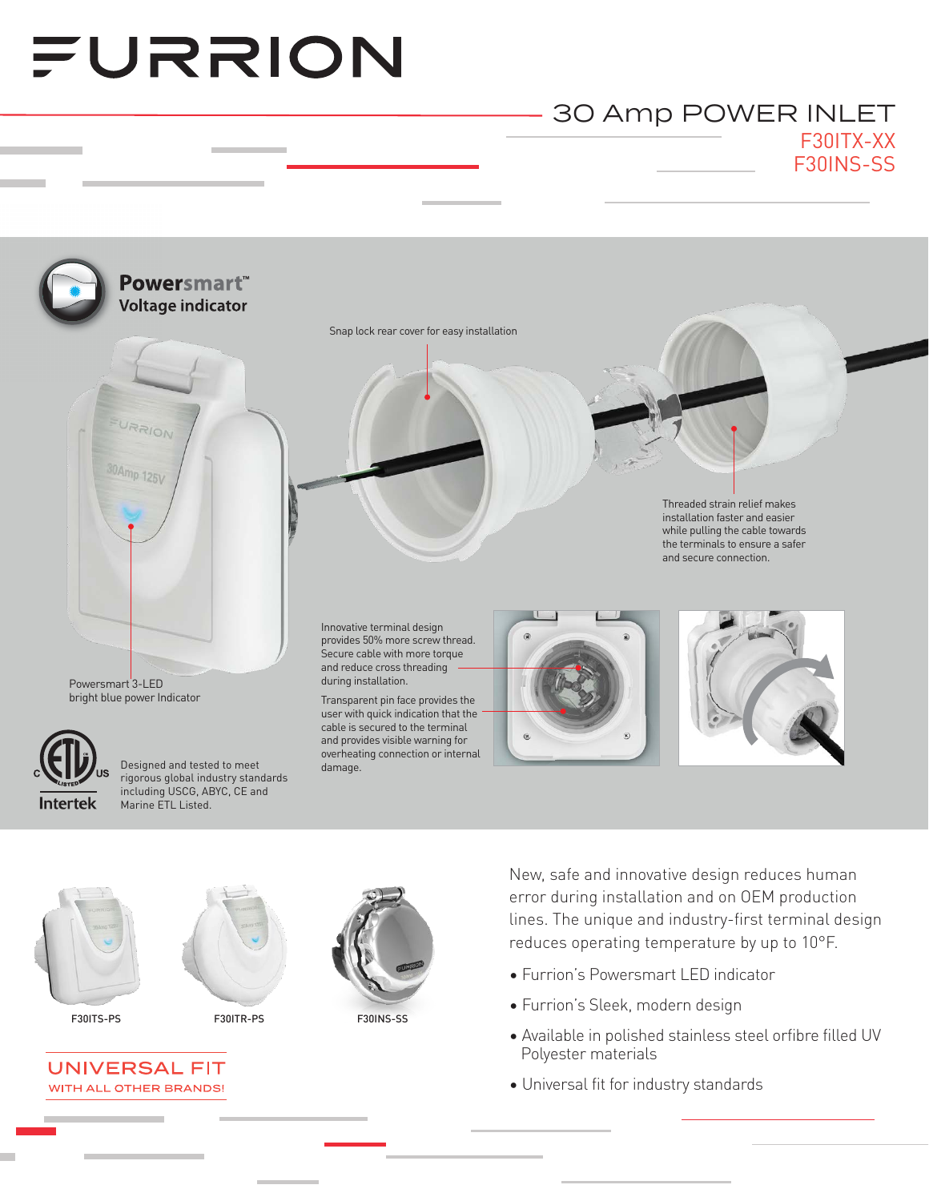# FURRION

## 30 Amp POWER INLET

F30ITX-XX
F30INS-SS

**Powersmart™**
**Voltage indicator**

Snap lock rear cover for easy installation

Threaded strain relief makes installation faster and easier while pulling the cable towards the terminals to ensure a safer and secure connection.

Powersmart 3-LED bright blue power Indicator

Innovative terminal design provides 50% more screw thread. Secure cable with more torque and reduce cross threading during installation.

Transparent pin face provides the user with quick indication that the cable is secured to the terminal and provides visible warning for overheating connection or internal damage.

Designed and tested to meet rigorous global industry standards including USCG, ABYC, CE and Marine ETL Listed.

F30ITS-PS

F30ITR-PS

F30INS-SS

## UNIVERSAL FIT
WITH ALL OTHER BRANDS!

New, safe and innovative design reduces human error during installation and on OEM production lines. The unique and industry-first terminal design reduces operating temperature by up to 10°F.

- Furrion's Powersmart LED indicator
- Furrion's Sleek, modern design
- Available in polished stainless steel orfibre filled UV Polyester materials
- Universal fit for industry standards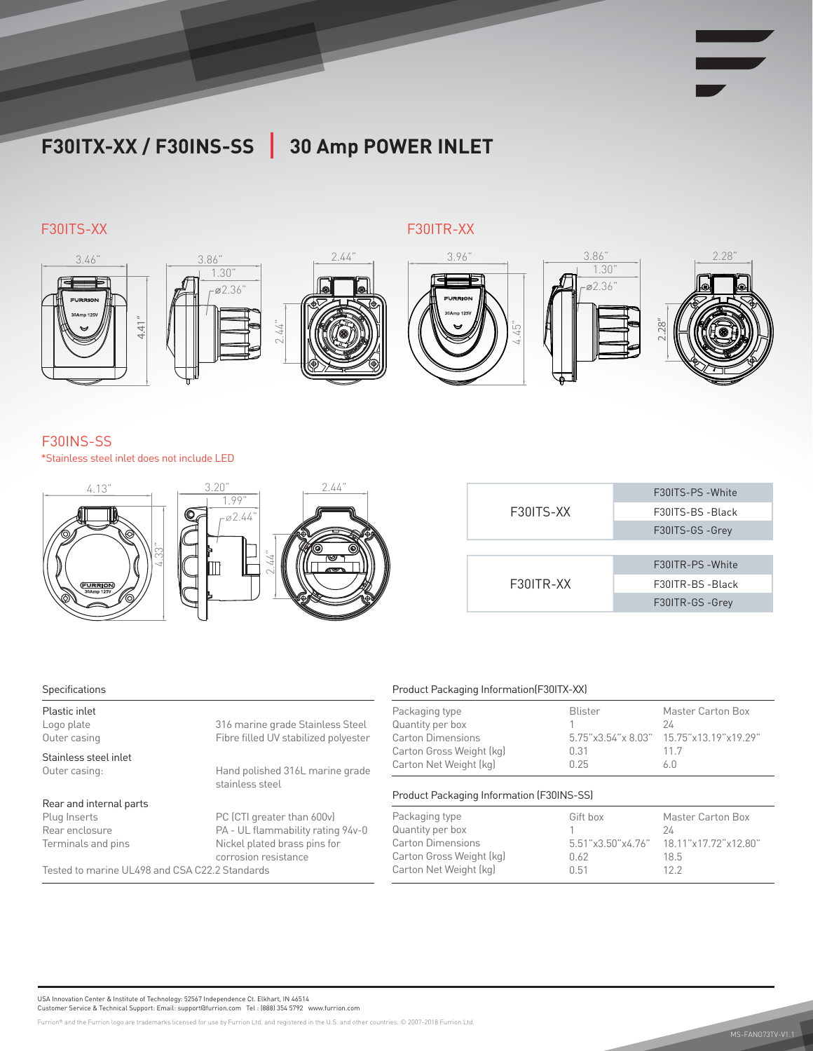# F30ITX-XX / F30INS-SS | 30 Amp POWER INLET

## F30ITS-XX

3.46"
4.41"
3.86"
1.30"
ø2.36"
2.44"
2.44"

## F30ITR-XX

3.96"
4.45"
3.86"
1.30"
ø2.36"
2.28"
2.28"

## F30INS-SS

*Stainless steel inlet does not include LED

4.13"
4.33"
3.20"
1.99"
ø2.44"
2.44"
2.44"

| | |
|---|---|
| F30ITS-XX | F30ITS-PS -White |
| | F30ITS-BS -Black |
| | F30ITS-GS -Grey |

| | |
|---|---|
| F30ITR-XX | F30ITR-PS -White |
| | F30ITR-BS -Black |
| | F30ITR-GS -Grey |

### Specifications

| | |
|---|---|
| **Plastic inlet** | |
| Logo plate | 316 marine grade Stainless Steel |
| Outer casing | Fibre filled UV stabilized polyester |
| **Stainless steel inlet** | |
| Outer casing: | Hand polished 316L marine grade stainless steel |
| **Rear and internal parts** | |
| Plug Inserts | PC (CTI greater than 600v) |
| Rear enclosure | PA - UL flammability rating 94v-0 |
| Terminals and pins | Nickel plated brass pins for corrosion resistance |

Tested to marine UL498 and CSA C22.2 Standards

### Product Packaging Information(F30ITX-XX)

| Packaging type | Blister | Master Carton Box |
|---|---|---|
| Quantity per box | 1 | 24 |
| Carton Dimensions | 5.75"x3.54"x 8.03" | 15.75"x13.19"x19.29" |
| Carton Gross Weight (kg) | 0.31 | 11.7 |
| Carton Net Weight (kg) | 0.25 | 6.0 |

### Product Packaging Information (F30INS-SS)

| Packaging type | Gift box | Master Carton Box |
|---|---|---|
| Quantity per box | 1 | 24 |
| Carton Dimensions | 5.51"x3.50"x4.76" | 18.11"x17.72"x12.80" |
| Carton Gross Weight (kg) | 0.62 | 18.5 |
| Carton Net Weight (kg) | 0.51 | 12.2 |

USA Innovation Center & Institute of Technology: 52567 Independence Ct. Elkhart, IN 46514
Customer Service & Technical Support: Email: support@furrion.com Tel : (888) 354 5792 www.furrion.com

Furrion® and the Furrion logo are trademarks licensed for use by Furrion Ltd. and registered in the U.S. and other countries. © 2007-2018 Furrion Ltd.

MS-FAN073TV-V1.1